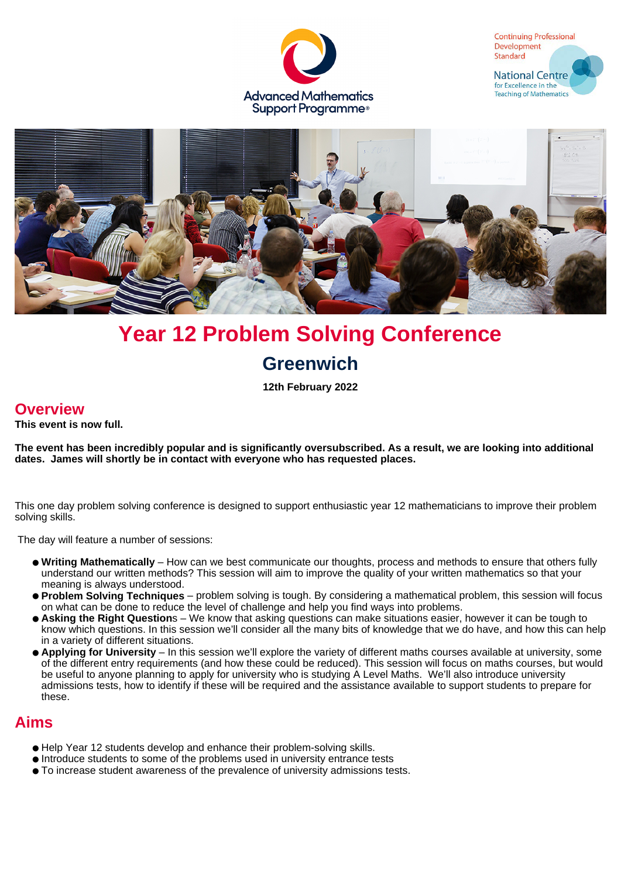# Year 12 Problem Solving Conference

## Greenwich

**12th February 2022**

## Overview

**This event is now full.**

**The event has been incredibly popular and is significantly oversubscribed. As a result, we are looking into additional dates. James will shortly be in contact with everyone who has requested places.**

This one day problem solving conference is designed to support enthusiastic year 12 mathematicians to improve their problem solving skills.

The day will feature a number of sessions:

- **Writing Mathematically** – How can we best communicate our thoughts, process and methods to ensure that others fully understand our written methods? This session will aim to improve the quality of your written mathematics so that your meaning is always understood.
- **Problem Solving Techniques** – problem solving is tough. By considering a mathematical problem, this session will focus on what can be done to reduce the level of challenge and help you find ways into problems.
- **Asking the Right Questions** – We know that asking questions can make situations easier, however it can be tough to know which questions. In this session we'll consider all the many bits of knowledge that we do have, and how this can help in a variety of different situations.
- **Applying for University** – In this session we'll explore the variety of different maths courses available at university, some of the different entry requirements (and how these could be reduced). This session will focus on maths courses, but would be useful to anyone planning to apply for university who is studying A Level Maths. We'll also introduce university admissions tests, how to identify if these will be required and the assistance available to support students to prepare for these.

## Aims

- Help Year 12 students develop and enhance their problem-solving skills.
- Introduce students to some of the problems used in university entrance tests
- To increase student awareness of the prevalence of university admissions tests.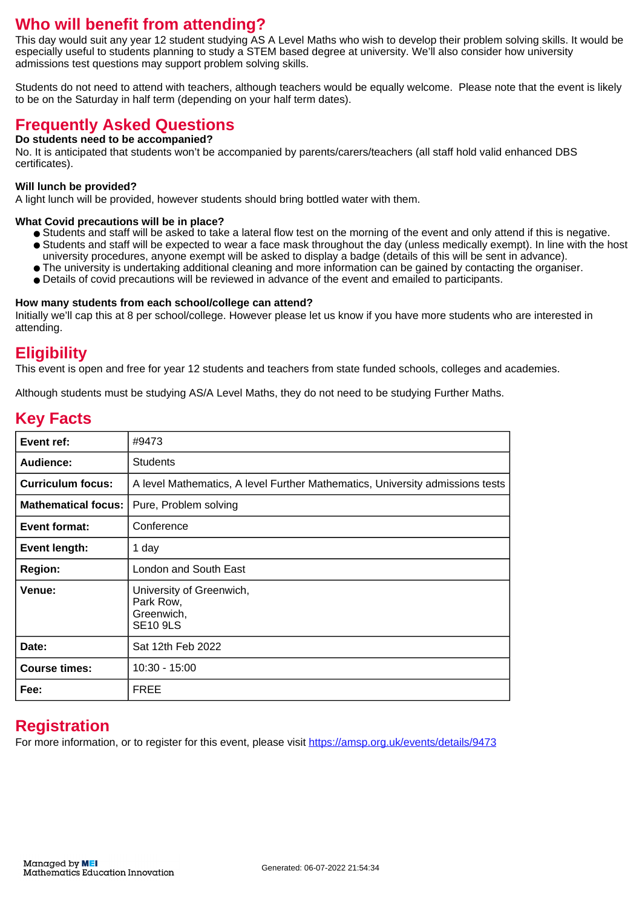## Who will benefit from attending?

This day would suit any year 12 student studying AS A Level Maths who wish to develop their problem solving skills. It would be especially useful to students planning to study a STEM based degree at university. We'll also consider how university admissions test questions may support problem solving skills.

Students do not need to attend with teachers, although teachers would be equally welcome. Please note that the event is likely to be on the Saturday in half term (depending on your half term dates).

## Frequently Asked Questions

**Do students need to be accompanied?**
No. It is anticipated that students won't be accompanied by parents/carers/teachers (all staff hold valid enhanced DBS certificates).

**Will lunch be provided?**
A light lunch will be provided, however students should bring bottled water with them.

**What Covid precautions will be in place?**

- Students and staff will be asked to take a lateral flow test on the morning of the event and only attend if this is negative.
- Students and staff will be expected to wear a face mask throughout the day (unless medically exempt). In line with the host university procedures, anyone exempt will be asked to display a badge (details of this will be sent in advance).
- The university is undertaking additional cleaning and more information can be gained by contacting the organiser.
- Details of covid precautions will be reviewed in advance of the event and emailed to participants.

**How many students from each school/college can attend?**
Initially we'll cap this at 8 per school/college. However please let us know if you have more students who are interested in attending.

## Eligibility

This event is open and free for year 12 students and teachers from state funded schools, colleges and academies.

Although students must be studying AS/A Level Maths, they do not need to be studying Further Maths.

## Key Facts

| | |
|---|---|
| **Event ref:** | #9473 |
| **Audience:** | Students |
| **Curriculum focus:** | A level Mathematics, A level Further Mathematics, University admissions tests |
| **Mathematical focus:** | Pure, Problem solving |
| **Event format:** | Conference |
| **Event length:** | 1 day |
| **Region:** | London and South East |
| **Venue:** | University of Greenwich, Park Row, Greenwich, SE10 9LS |
| **Date:** | Sat 12th Feb 2022 |
| **Course times:** | 10:30 - 15:00 |
| **Fee:** | FREE |

## Registration

For more information, or to register for this event, please visit https://amsp.org.uk/events/details/9473

Managed by MEI
Mathematics Education Innovation

Generated: 06-07-2022 21:54:34